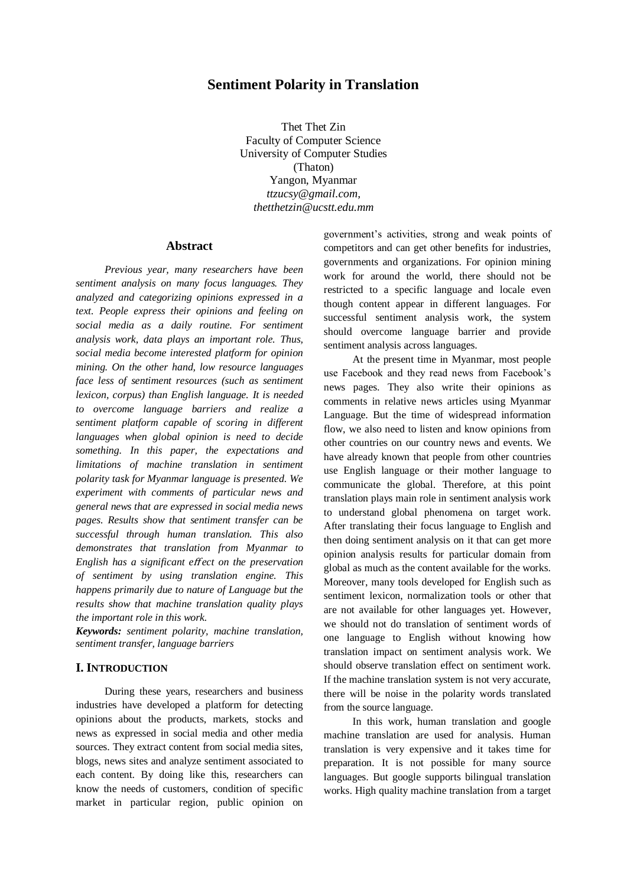# Sentiment Polarity in Translation

Thet Thet Zin
Faculty of Computer Science
University of Computer Studies
(Thaton)
Yangon, Myanmar
*ttzucsy@gmail.com,*
*thetthetzin@ucstt.edu.mm*

## Abstract

*Previous year, many researchers have been sentiment analysis on many focus languages. They analyzed and categorizing opinions expressed in a text. People express their opinions and feeling on social media as a daily routine. For sentiment analysis work, data plays an important role. Thus, social media become interested platform for opinion mining. On the other hand, low resource languages face less of sentiment resources (such as sentiment lexicon, corpus) than English language. It is needed to overcome language barriers and realize a sentiment platform capable of scoring in different languages when global opinion is need to decide something. In this paper, the expectations and limitations of machine translation in sentiment polarity task for Myanmar language is presented. We experiment with comments of particular news and general news that are expressed in social media news pages. Results show that sentiment transfer can be successful through human translation. This also demonstrates that translation from Myanmar to English has a significant effect on the preservation of sentiment by using translation engine. This happens primarily due to nature of Language but the results show that machine translation quality plays the important role in this work.*

***Keywords:*** *sentiment polarity, machine translation, sentiment transfer, language barriers*

## I. INTRODUCTION

During these years, researchers and business industries have developed a platform for detecting opinions about the products, markets, stocks and news as expressed in social media and other media sources. They extract content from social media sites, blogs, news sites and analyze sentiment associated to each content. By doing like this, researchers can know the needs of customers, condition of specific market in particular region, public opinion on government's activities, strong and weak points of competitors and can get other benefits for industries, governments and organizations. For opinion mining work for around the world, there should not be restricted to a specific language and locale even though content appear in different languages. For successful sentiment analysis work, the system should overcome language barrier and provide sentiment analysis across languages.

At the present time in Myanmar, most people use Facebook and they read news from Facebook's news pages. They also write their opinions as comments in relative news articles using Myanmar Language. But the time of widespread information flow, we also need to listen and know opinions from other countries on our country news and events. We have already known that people from other countries use English language or their mother language to communicate the global. Therefore, at this point translation plays main role in sentiment analysis work to understand global phenomena on target work. After translating their focus language to English and then doing sentiment analysis on it that can get more opinion analysis results for particular domain from global as much as the content available for the works. Moreover, many tools developed for English such as sentiment lexicon, normalization tools or other that are not available for other languages yet. However, we should not do translation of sentiment words of one language to English without knowing how translation impact on sentiment analysis work. We should observe translation effect on sentiment work. If the machine translation system is not very accurate, there will be noise in the polarity words translated from the source language.

In this work, human translation and google machine translation are used for analysis. Human translation is very expensive and it takes time for preparation. It is not possible for many source languages. But google supports bilingual translation works. High quality machine translation from a target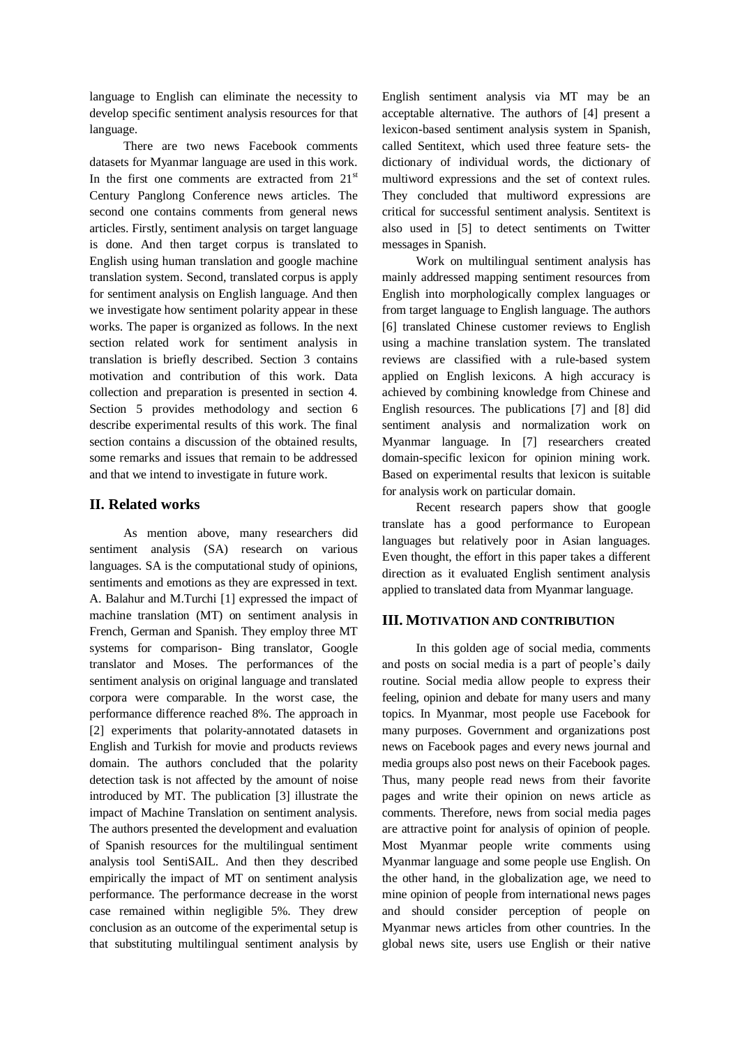language to English can eliminate the necessity to develop specific sentiment analysis resources for that language.

There are two news Facebook comments datasets for Myanmar language are used in this work. In the first one comments are extracted from 21st Century Panglong Conference news articles. The second one contains comments from general news articles. Firstly, sentiment analysis on target language is done. And then target corpus is translated to English using human translation and google machine translation system. Second, translated corpus is apply for sentiment analysis on English language. And then we investigate how sentiment polarity appear in these works. The paper is organized as follows. In the next section related work for sentiment analysis in translation is briefly described. Section 3 contains motivation and contribution of this work. Data collection and preparation is presented in section 4. Section 5 provides methodology and section 6 describe experimental results of this work. The final section contains a discussion of the obtained results, some remarks and issues that remain to be addressed and that we intend to investigate in future work.

## II. Related works

As mention above, many researchers did sentiment analysis (SA) research on various languages. SA is the computational study of opinions, sentiments and emotions as they are expressed in text. A. Balahur and M.Turchi [1] expressed the impact of machine translation (MT) on sentiment analysis in French, German and Spanish. They employ three MT systems for comparison- Bing translator, Google translator and Moses. The performances of the sentiment analysis on original language and translated corpora were comparable. In the worst case, the performance difference reached 8%. The approach in [2] experiments that polarity-annotated datasets in English and Turkish for movie and products reviews domain. The authors concluded that the polarity detection task is not affected by the amount of noise introduced by MT. The publication [3] illustrate the impact of Machine Translation on sentiment analysis. The authors presented the development and evaluation of Spanish resources for the multilingual sentiment analysis tool SentiSAIL. And then they described empirically the impact of MT on sentiment analysis performance. The performance decrease in the worst case remained within negligible 5%. They drew conclusion as an outcome of the experimental setup is that substituting multilingual sentiment analysis by English sentiment analysis via MT may be an acceptable alternative. The authors of [4] present a lexicon-based sentiment analysis system in Spanish, called Sentitext, which used three feature sets- the dictionary of individual words, the dictionary of multiword expressions and the set of context rules. They concluded that multiword expressions are critical for successful sentiment analysis. Sentitext is also used in [5] to detect sentiments on Twitter messages in Spanish.

Work on multilingual sentiment analysis has mainly addressed mapping sentiment resources from English into morphologically complex languages or from target language to English language. The authors [6] translated Chinese customer reviews to English using a machine translation system. The translated reviews are classified with a rule-based system applied on English lexicons. A high accuracy is achieved by combining knowledge from Chinese and English resources. The publications [7] and [8] did sentiment analysis and normalization work on Myanmar language. In [7] researchers created domain-specific lexicon for opinion mining work. Based on experimental results that lexicon is suitable for analysis work on particular domain.

Recent research papers show that google translate has a good performance to European languages but relatively poor in Asian languages. Even thought, the effort in this paper takes a different direction as it evaluated English sentiment analysis applied to translated data from Myanmar language.

## III. Motivation and contribution

In this golden age of social media, comments and posts on social media is a part of people's daily routine. Social media allow people to express their feeling, opinion and debate for many users and many topics. In Myanmar, most people use Facebook for many purposes. Government and organizations post news on Facebook pages and every news journal and media groups also post news on their Facebook pages. Thus, many people read news from their favorite pages and write their opinion on news article as comments. Therefore, news from social media pages are attractive point for analysis of opinion of people. Most Myanmar people write comments using Myanmar language and some people use English. On the other hand, in the globalization age, we need to mine opinion of people from international news pages and should consider perception of people on Myanmar news articles from other countries. In the global news site, users use English or their native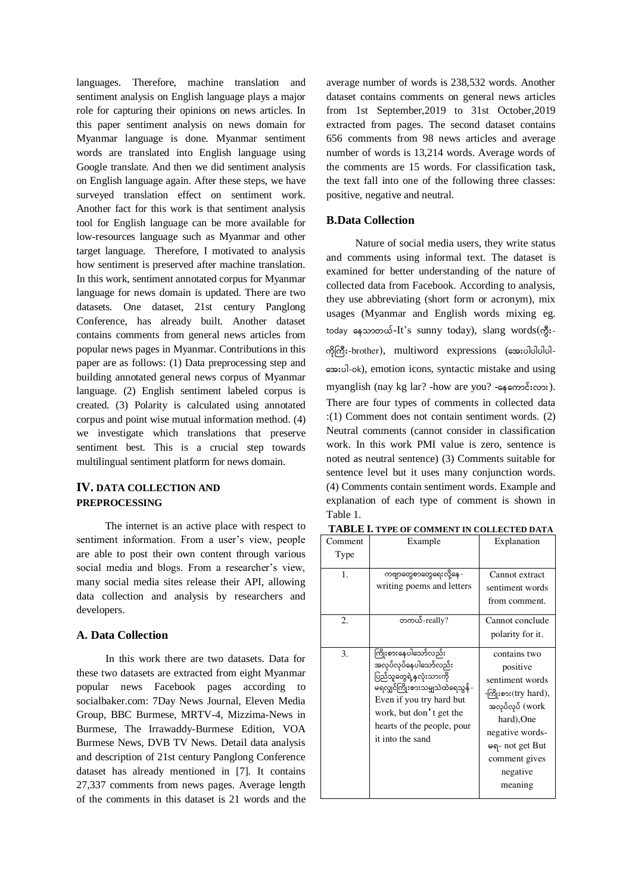languages. Therefore, machine translation and sentiment analysis on English language plays a major role for capturing their opinions on news articles. In this paper sentiment analysis on news domain for Myanmar language is done. Myanmar sentiment words are translated into English language using Google translate. And then we did sentiment analysis on English language again. After these steps, we have surveyed translation effect on sentiment work. Another fact for this work is that sentiment analysis tool for English language can be more available for low-resources language such as Myanmar and other target language. Therefore, I motivated to analysis how sentiment is preserved after machine translation. In this work, sentiment annotated corpus for Myanmar language for news domain is updated. There are two datasets. One dataset, 21st century Panglong Conference, has already built. Another dataset contains comments from general news articles from popular news pages in Myanmar. Contributions in this paper are as follows: (1) Data preprocessing step and building annotated general news corpus of Myanmar language. (2) English sentiment labeled corpus is created. (3) Polarity is calculated using annotated corpus and point wise mutual information method. (4) we investigate which translations that preserve sentiment best. This is a crucial step towards multilingual sentiment platform for news domain.

## IV. DATA COLLECTION AND PREPROCESSING

The internet is an active place with respect to sentiment information. From a user's view, people are able to post their own content through various social media and blogs. From a researcher's view, many social media sites release their API, allowing data collection and analysis by researchers and developers.

### A. Data Collection

In this work there are two datasets. Data for these two datasets are extracted from eight Myanmar popular news Facebook pages according to socialbaker.com: 7Day News Journal, Eleven Media Group, BBC Burmese, MRTV-4, Mizzima-News in Burmese, The Irrawaddy-Burmese Edition, VOA Burmese News, DVB TV News. Detail data analysis and description of 21st century Panglong Conference dataset has already mentioned in [7]. It contains 27,337 comments from news pages. Average length of the comments in this dataset is 21 words and the average number of words is 238,532 words. Another dataset contains comments on general news articles from 1st September,2019 to 31st October,2019 extracted from pages. The second dataset contains 656 comments from 98 news articles and average number of words is 13,214 words. Average words of the comments are 15 words. For classification task, the text fall into one of the following three classes: positive, negative and neutral.

### B.Data Collection

Nature of social media users, they write status and comments using informal text. The dataset is examined for better understanding of the nature of collected data from Facebook. According to analysis, they use abbreviating (short form or acronym), mix usages (Myanmar and English words mixing eg. today နေသာတယ်-It's sunny today), slang words(ကွီး-ကိုကြီး-brother), multiword expressions (အေးပါပါပါပါ-အေးပါ-ok), emotion icons, syntactic mistake and using myanglish (nay kg lar? -how are you? -နေကောင်းလား). There are four types of comments in collected data :(1) Comment does not contain sentiment words. (2) Neutral comments (cannot consider in classification work. In this work PMI value is zero, sentence is noted as neutral sentence) (3) Comments suitable for sentence level but it uses many conjunction words. (4) Comments contain sentiment words. Example and explanation of each type of comment is shown in Table 1.

**TABLE I. TYPE OF COMMENT IN COLLECTED DATA**

| Comment Type | Example | Explanation |
|---|---|---|
| 1. | ကဗျာတွေစာတွေရေးလို့နေ - writing poems and letters | Cannot extract sentiment words from comment. |
| 2. | တကယ်-really? | Cannot conclude polarity for it. |
| 3. | ကြိုးစားနေပါသော်လည်း အလုပ်လုပ်နေပါသော်လည်း ပြည်သူတွေရဲ့နှလုံးသားကို မရလျှင်ကြိုးစားသမျှသဲထဲရေသွန် - Even if you try hard but work, but don't get the hearts of the people, pour it into the sand | contains two positive sentiment words -ကြိုးစား(try hard), အလုပ်လုပ် (work hard),One negative words- မရ- not get But comment gives negative meaning |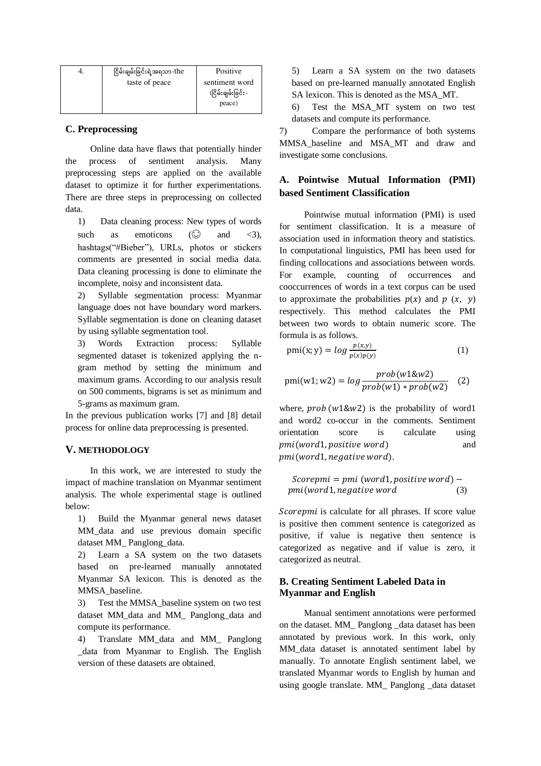| 4. | ငြိမ်းချမ်းခြင်းရဲ့အရသာ-the taste of peace | Positive sentiment word (ငြိမ်းချမ်းခြင်း- peace) |
|---|---|---|

### C. Preprocessing

Online data have flaws that potentially hinder the process of sentiment analysis. Many preprocessing steps are applied on the available dataset to optimize it for further experimentations. There are three steps in preprocessing on collected data.

1) Data cleaning process: New types of words such as emoticons (☺ and <3), hashtags("#Bieber"), URLs, photos or stickers comments are presented in social media data. Data cleaning processing is done to eliminate the incomplete, noisy and inconsistent data.

2) Syllable segmentation process: Myanmar language does not have boundary word markers. Syllable segmentation is done on cleaning dataset by using syllable segmentation tool.

3) Words Extraction process: Syllable segmented dataset is tokenized applying the n-gram method by setting the minimum and maximum grams. According to our analysis result on 500 comments, bigrams is set as minimum and 5-grams as maximum gram.

In the previous publication works [7] and [8] detail process for online data preprocessing is presented.

## V. METHODOLOGY

In this work, we are interested to study the impact of machine translation on Myanmar sentiment analysis. The whole experimental stage is outlined below:

1) Build the Myanmar general news dataset MM_data and use previous domain specific dataset MM_ Panglong_data.

2) Learn a SA system on the two datasets based on pre-learned manually annotated Myanmar SA lexicon. This is denoted as the MMSA_baseline.

3) Test the MMSA_baseline system on two test dataset MM_data and MM_ Panglong_data and compute its performance.

4) Translate MM_data and MM_ Panglong _data from Myanmar to English. The English version of these datasets are obtained.

5) Learn a SA system on the two datasets based on pre-learned manually annotated English SA lexicon. This is denoted as the MSA_MT.

6) Test the MSA_MT system on two test datasets and compute its performance.

7) Compare the performance of both systems MMSA_baseline and MSA_MT and draw and investigate some conclusions.

### A. Pointwise Mutual Information (PMI) based Sentiment Classification

Pointwise mutual information (PMI) is used for sentiment classification. It is a measure of association used in information theory and statistics. In computational linguistics, PMI has been used for finding collocations and associations between words. For example, counting of occurrences and cooccurrences of words in a text corpus can be used to approximate the probabilities $p(x)$ and $p\ (x,\ y)$ respectively. This method calculates the PMI between two words to obtain numeric score. The formula is as follows.

$$\text{pmi}(x; y) = log\frac{p(x,y)}{p(x)p(y)} \quad (1)$$

$$\text{pmi}(w1; w2) = log\frac{prob(w1\&w2)}{prob(w1)*prob(w2)} \quad (2)$$

where, $prob\ (w1\&w2)$ is the probability of word1 and word2 co-occur in the comments. Sentiment orientation score is calculate using $pmi(word1, positive\ word)$ and $pmi(word1, negative\ word)$.

$$Scorepmi = pmi\ (word1, positive\ word) - pmi(word1, negative\ word \quad (3)$$

$Scorepmi$ is calculate for all phrases. If score value is positive then comment sentence is categorized as positive, if value is negative then sentence is categorized as negative and if value is zero, it categorized as neutral.

### B. Creating Sentiment Labeled Data in Myanmar and English

Manual sentiment annotations were performed on the dataset. MM_ Panglong _data dataset has been annotated by previous work. In this work, only MM_data dataset is annotated sentiment label by manually. To annotate English sentiment label, we translated Myanmar words to English by human and using google translate. MM_ Panglong _data dataset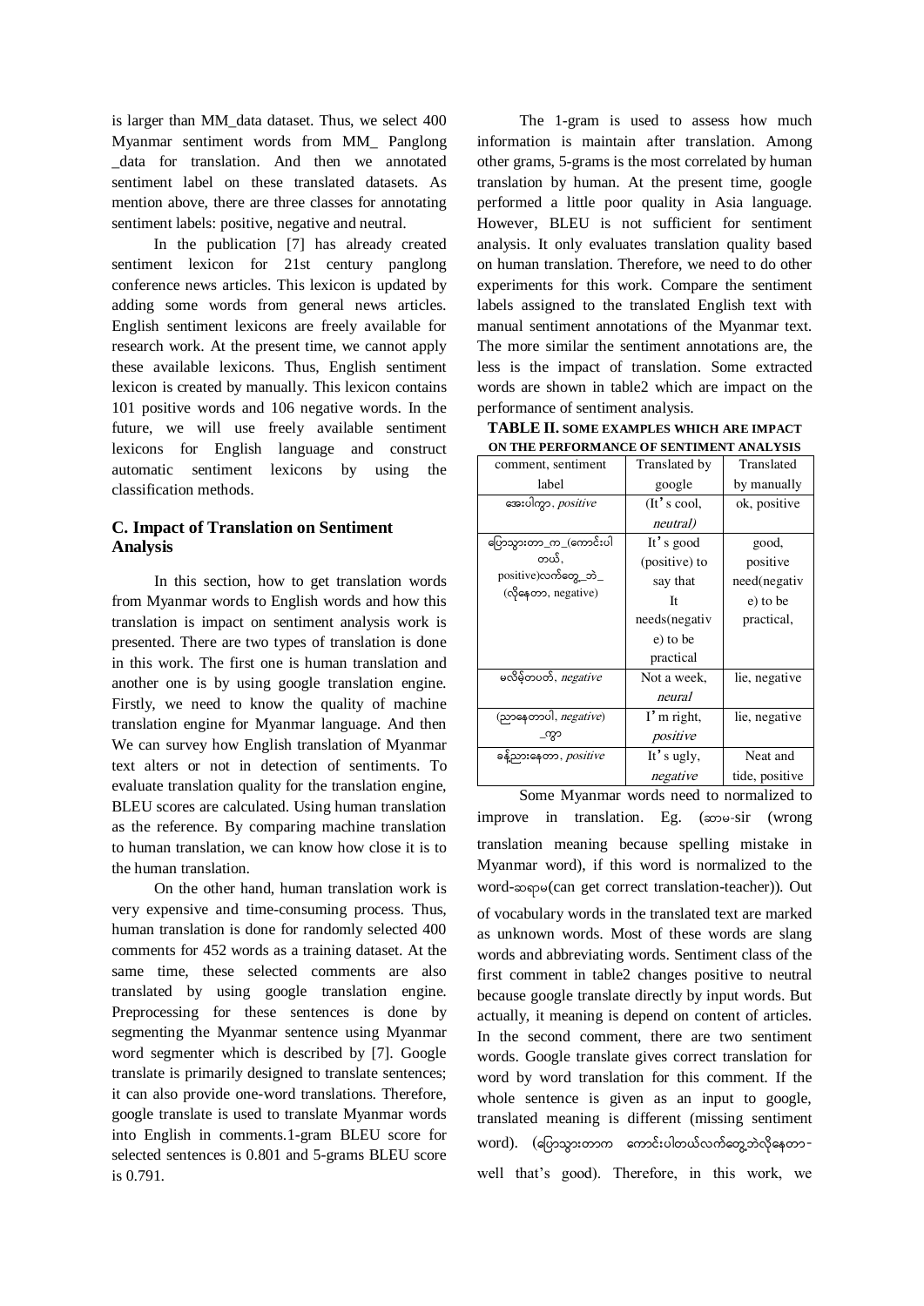is larger than MM_data dataset. Thus, we select 400 Myanmar sentiment words from MM_ Panglong _data for translation. And then we annotated sentiment label on these translated datasets. As mention above, there are three classes for annotating sentiment labels: positive, negative and neutral.

In the publication [7] has already created sentiment lexicon for 21st century panglong conference news articles. This lexicon is updated by adding some words from general news articles. English sentiment lexicons are freely available for research work. At the present time, we cannot apply these available lexicons. Thus, English sentiment lexicon is created by manually. This lexicon contains 101 positive words and 106 negative words. In the future, we will use freely available sentiment lexicons for English language and construct automatic sentiment lexicons by using the classification methods.

### C. Impact of Translation on Sentiment Analysis

In this section, how to get translation words from Myanmar words to English words and how this translation is impact on sentiment analysis work is presented. There are two types of translation is done in this work. The first one is human translation and another one is by using google translation engine. Firstly, we need to know the quality of machine translation engine for Myanmar language. And then We can survey how English translation of Myanmar text alters or not in detection of sentiments. To evaluate translation quality for the translation engine, BLEU scores are calculated. Using human translation as the reference. By comparing machine translation to human translation, we can know how close it is to the human translation.

On the other hand, human translation work is very expensive and time-consuming process. Thus, human translation is done for randomly selected 400 comments for 452 words as a training dataset. At the same time, these selected comments are also translated by using google translation engine. Preprocessing for these sentences is done by segmenting the Myanmar sentence using Myanmar word segmenter which is described by [7]. Google translate is primarily designed to translate sentences; it can also provide one-word translations. Therefore, google translate is used to translate Myanmar words into English in comments.1-gram BLEU score for selected sentences is 0.801 and 5-grams BLEU score is 0.791.

The 1-gram is used to assess how much information is maintain after translation. Among other grams, 5-grams is the most correlated by human translation by human. At the present time, google performed a little poor quality in Asia language. However, BLEU is not sufficient for sentiment analysis. It only evaluates translation quality based on human translation. Therefore, we need to do other experiments for this work. Compare the sentiment labels assigned to the translated English text with manual sentiment annotations of the Myanmar text. The more similar the sentiment annotations are, the less is the impact of translation. Some extracted words are shown in table2 which are impact on the performance of sentiment analysis.

**TABLE II. SOME EXAMPLES WHICH ARE IMPACT ON THE PERFORMANCE OF SENTIMENT ANALYSIS**

| comment, sentiment label | Translated by google | Translated by manually |
|---|---|---|
| အေးပါကွာ, *positive* | (It's cool, *neutral)* | ok, positive |
| ပြောသွားတာ_က_(ကောင်းပါတယ်, positive)လက်တွေ့_ဘဲ_(လိုနေတာ, negative) | It's good (positive) to say that It needs(negative) to be practical | good, positive need(negative) to be practical, |
| မလိမ့်တပတ်, *negative* | Not a week, *neural* | lie, negative |
| ညာနေတာပါ, *negative*)_ကွာ | I'm right, *positive* | lie, negative |
| ခန့်ညားနေတာ, *positive* | It's ugly, *negative* | Neat and tide, positive |

Some Myanmar words need to normalized to improve in translation. Eg. (ဆာမ-sir (wrong translation meaning because spelling mistake in Myanmar word), if this word is normalized to the word-ဆရာမ(can get correct translation-teacher)). Out of vocabulary words in the translated text are marked as unknown words. Most of these words are slang words and abbreviating words. Sentiment class of the first comment in table2 changes positive to neutral because google translate directly by input words. But actually, it meaning is depend on content of articles. In the second comment, there are two sentiment words. Google translate gives correct translation for word by word translation for this comment. If the whole sentence is given as an input to google, translated meaning is different (missing sentiment word). (ပြောသွားတာက ကောင်းပါတယ်လက်တွေ့ဘဲလိုနေတာ-well that's good). Therefore, in this work, we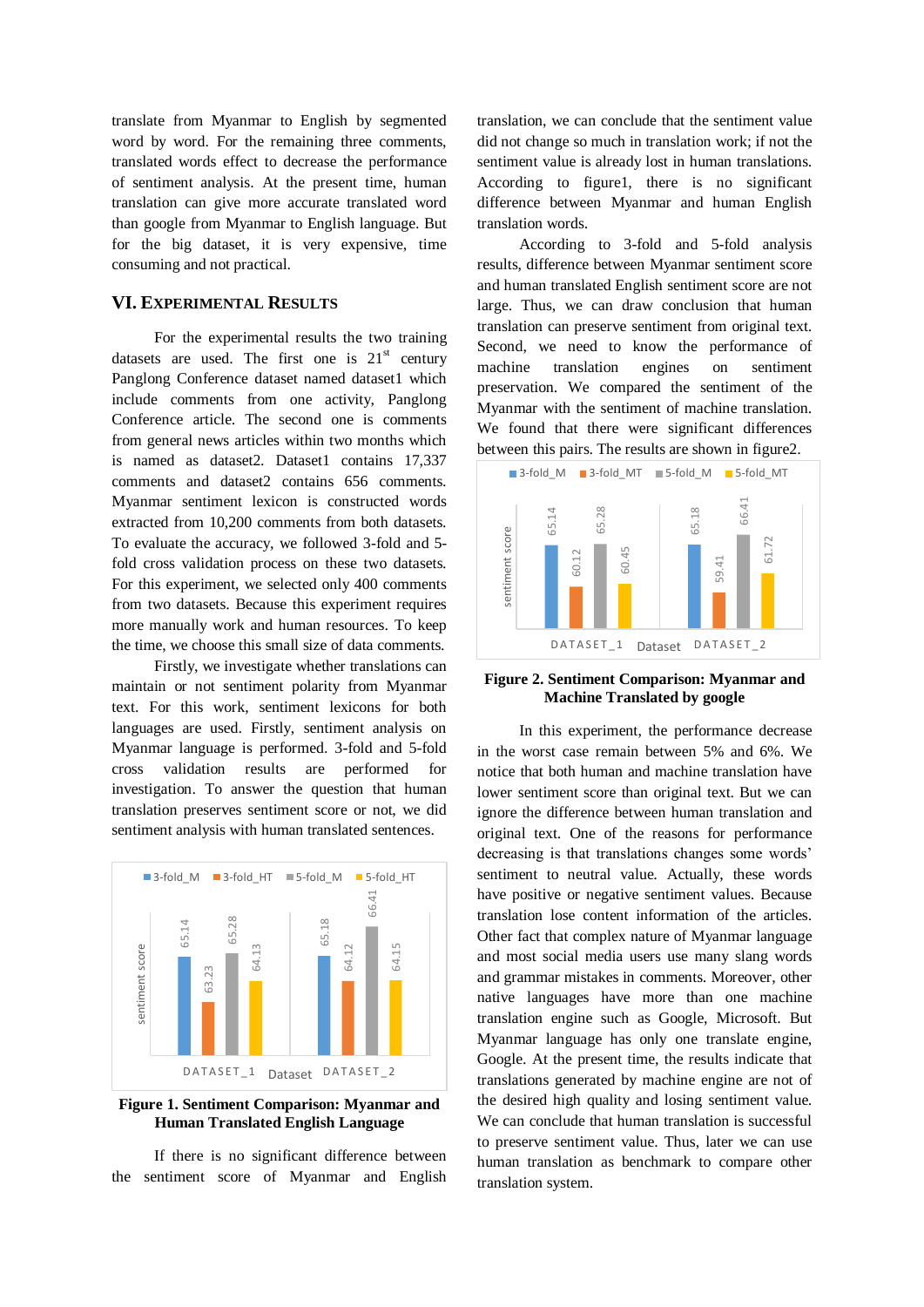translate from Myanmar to English by segmented word by word. For the remaining three comments, translated words effect to decrease the performance of sentiment analysis. At the present time, human translation can give more accurate translated word than google from Myanmar to English language. But for the big dataset, it is very expensive, time consuming and not practical.

## VI. Experimental Results

For the experimental results the two training datasets are used. The first one is 21[st] century Panglong Conference dataset named dataset1 which include comments from one activity, Panglong Conference article. The second one is comments from general news articles within two months which is named as dataset2. Dataset1 contains 17,337 comments and dataset2 contains 656 comments. Myanmar sentiment lexicon is constructed words extracted from 10,200 comments from both datasets. To evaluate the accuracy, we followed 3-fold and 5-fold cross validation process on these two datasets. For this experiment, we selected only 400 comments from two datasets. Because this experiment requires more manually work and human resources. To keep the time, we choose this small size of data comments.

Firstly, we investigate whether translations can maintain or not sentiment polarity from Myanmar text. For this work, sentiment lexicons for both languages are used. Firstly, sentiment analysis on Myanmar language is performed. 3-fold and 5-fold cross validation results are performed for investigation. To answer the question that human translation preserves sentiment score or not, we did sentiment analysis with human translated sentences.

**Figure 1. Sentiment Comparison: Myanmar and Human Translated English Language**

If there is no significant difference between the sentiment score of Myanmar and English translation, we can conclude that the sentiment value did not change so much in translation work; if not the sentiment value is already lost in human translations. According to figure1, there is no significant difference between Myanmar and human English translation words.

According to 3-fold and 5-fold analysis results, difference between Myanmar sentiment score and human translated English sentiment score are not large. Thus, we can draw conclusion that human translation can preserve sentiment from original text. Second, we need to know the performance of machine translation engines on sentiment preservation. We compared the sentiment of the Myanmar with the sentiment of machine translation. We found that there were significant differences between this pairs. The results are shown in figure2.

**Figure 2. Sentiment Comparison: Myanmar and Machine Translated by google**

In this experiment, the performance decrease in the worst case remain between 5% and 6%. We notice that both human and machine translation have lower sentiment score than original text. But we can ignore the difference between human translation and original text. One of the reasons for performance decreasing is that translations changes some words' sentiment to neutral value. Actually, these words have positive or negative sentiment values. Because translation lose content information of the articles. Other fact that complex nature of Myanmar language and most social media users use many slang words and grammar mistakes in comments. Moreover, other native languages have more than one machine translation engine such as Google, Microsoft. But Myanmar language has only one translate engine, Google. At the present time, the results indicate that translations generated by machine engine are not of the desired high quality and losing sentiment value. We can conclude that human translation is successful to preserve sentiment value. Thus, later we can use human translation as benchmark to compare other translation system.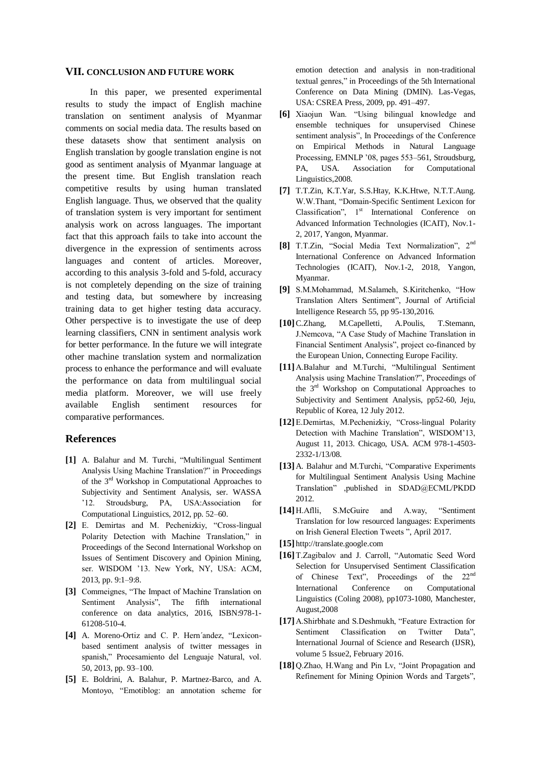## VII. CONCLUSION AND FUTURE WORK

In this paper, we presented experimental results to study the impact of English machine translation on sentiment analysis of Myanmar comments on social media data. The results based on these datasets show that sentiment analysis on English translation by google translation engine is not good as sentiment analysis of Myanmar language at the present time. But English translation reach competitive results by using human translated English language. Thus, we observed that the quality of translation system is very important for sentiment analysis work on across languages. The important fact that this approach fails to take into account the divergence in the expression of sentiments across languages and content of articles. Moreover, according to this analysis 3-fold and 5-fold, accuracy is not completely depending on the size of training and testing data, but somewhere by increasing training data to get higher testing data accuracy. Other perspective is to investigate the use of deep learning classifiers, CNN in sentiment analysis work for better performance. In the future we will integrate other machine translation system and normalization process to enhance the performance and will evaluate the performance on data from multilingual social media platform. Moreover, we will use freely available English sentiment resources for comparative performances.

## References

**[1]** A. Balahur and M. Turchi, "Multilingual Sentiment Analysis Using Machine Translation?" in Proceedings of the 3rd Workshop in Computational Approaches to Subjectivity and Sentiment Analysis, ser. WASSA '12. Stroudsburg, PA, USA:Association for Computational Linguistics, 2012, pp. 52–60.

**[2]** E. Demirtas and M. Pechenizkiy, "Cross-lingual Polarity Detection with Machine Translation," in Proceedings of the Second International Workshop on Issues of Sentiment Discovery and Opinion Mining, ser. WISDOM '13. New York, NY, USA: ACM, 2013, pp. 9:1–9:8.

**[3]** Commeignes, "The Impact of Machine Translation on Sentiment Analysis", The fifth international conference on data analytics, 2016, ISBN:978-1-61208-510-4.

**[4]** A. Moreno-Ortiz and C. P. Hern´andez, "Lexicon-based sentiment analysis of twitter messages in spanish," Procesamiento del Lenguaje Natural, vol. 50, 2013, pp. 93–100.

**[5]** E. Boldrini, A. Balahur, P. Martnez-Barco, and A. Montoyo, "Emotiblog: an annotation scheme for emotion detection and analysis in non-traditional textual genres," in Proceedings of the 5th International Conference on Data Mining (DMIN). Las-Vegas, USA: CSREA Press, 2009, pp. 491–497.

**[6]** Xiaojun Wan. "Using bilingual knowledge and ensemble techniques for unsupervised Chinese sentiment analysis", In Proceedings of the Conference on Empirical Methods in Natural Language Processing, EMNLP '08, pages 553–561, Stroudsburg, PA, USA. Association for Computational Linguistics,2008.

**[7]** T.T.Zin, K.T.Yar, S.S.Htay, K.K.Htwe, N.T.T.Aung. W.W.Thant, "Domain-Specific Sentiment Lexicon for Classification", 1st International Conference on Advanced Information Technologies (ICAIT), Nov.1-2, 2017, Yangon, Myanmar.

**[8]** T.T.Zin, "Social Media Text Normalization", 2nd International Conference on Advanced Information Technologies (ICAIT), Nov.1-2, 2018, Yangon, Myanmar.

**[9]** S.M.Mohammad, M.Salameh, S.Kiritchenko, "How Translation Alters Sentiment", Journal of Artificial Intelligence Research 55, pp 95-130,2016.

**[10]** C.Zhang, M.Capelletti, A.Poulis, T.Stemann, J.Nemcova, "A Case Study of Machine Translation in Financial Sentiment Analysis", project co-financed by the European Union, Connecting Europe Facility.

**[11]** A.Balahur and M.Turchi, "Multilingual Sentiment Analysis using Machine Translation?", Proceedings of the 3rd Workshop on Computational Approaches to Subjectivity and Sentiment Analysis, pp52-60, Jeju, Republic of Korea, 12 July 2012.

**[12]** E.Demirtas, M.Pechenizkiy, "Cross-lingual Polarity Detection with Machine Translation", WISDOM'13, August 11, 2013. Chicago, USA. ACM 978-1-4503-2332-1/13/08.

**[13]** A. Balahur and M.Turchi, "Comparative Experiments for Multilingual Sentiment Analysis Using Machine Translation" ,published in SDAD@ECML/PKDD 2012.

**[14]** H.Aflli, S.McGuire and A.way, "Sentiment Translation for low resourced languages: Experiments on Irish General Election Tweets ", April 2017.

**[15]** http://translate.google.com

**[16]** T.Zagibalov and J. Carroll, "Automatic Seed Word Selection for Unsupervised Sentiment Classification of Chinese Text", Proceedings of the 22nd International Conference on Computational Linguistics (Coling 2008), pp1073-1080, Manchester, August,2008

**[17]** A.Shirbhate and S.Deshmukh, "Feature Extraction for Sentiment Classification on Twitter Data", International Journal of Science and Research (IJSR), volume 5 Issue2, February 2016.

**[18]** Q.Zhao, H.Wang and Pin Lv, "Joint Propagation and Refinement for Mining Opinion Words and Targets",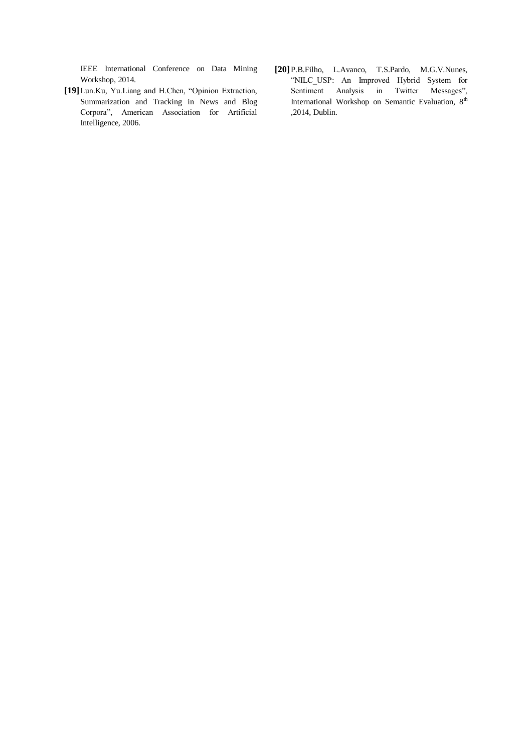IEEE International Conference on Data Mining Workshop, 2014.

**[19]** Lun.Ku, Yu.Liang and H.Chen, "Opinion Extraction, Summarization and Tracking in News and Blog Corpora", American Association for Artificial Intelligence, 2006.

**[20]** P.B.Filho, L.Avanco, T.S.Pardo, M.G.V.Nunes, "NILC_USP: An Improved Hybrid System for Sentiment Analysis in Twitter Messages", International Workshop on Semantic Evaluation, $8^{th}$ ,2014, Dublin.